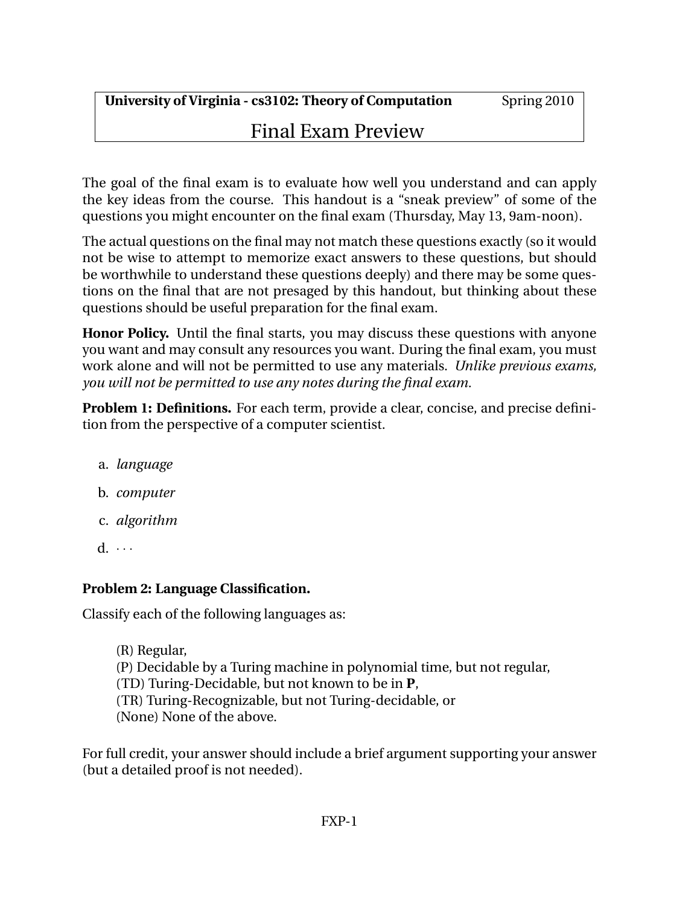**University of Virginia - cs3102: Theory of Computation** Spring 2010

# Final Exam Preview

The goal of the final exam is to evaluate how well you understand and can apply the key ideas from the course. This handout is a "sneak preview" of some of the questions you might encounter on the final exam (Thursday, May 13, 9am-noon).

The actual questions on the final may not match these questions exactly (so it would not be wise to attempt to memorize exact answers to these questions, but should be worthwhile to understand these questions deeply) and there may be some questions on the final that are not presaged by this handout, but thinking about these questions should be useful preparation for the final exam.

**Honor Policy.** Until the final starts, you may discuss these questions with anyone you want and may consult any resources you want. During the final exam, you must work alone and will not be permitted to use any materials. *Unlike previous exams, you will not be permitted to use any notes during the final exam.*

**Problem 1: Definitions.** For each term, provide a clear, concise, and precise definition from the perspective of a computer scientist.

a. *language*

b. *computer*

c. *algorithm*

d. ···

**Problem 2: Language Classification.**

Classify each of the following languages as:

(R) Regular,
(P) Decidable by a Turing machine in polynomial time, but not regular,
(TD) Turing-Decidable, but not known to be in **P**,
(TR) Turing-Recognizable, but not Turing-decidable, or
(None) None of the above.

For full credit, your answer should include a brief argument supporting your answer (but a detailed proof is not needed).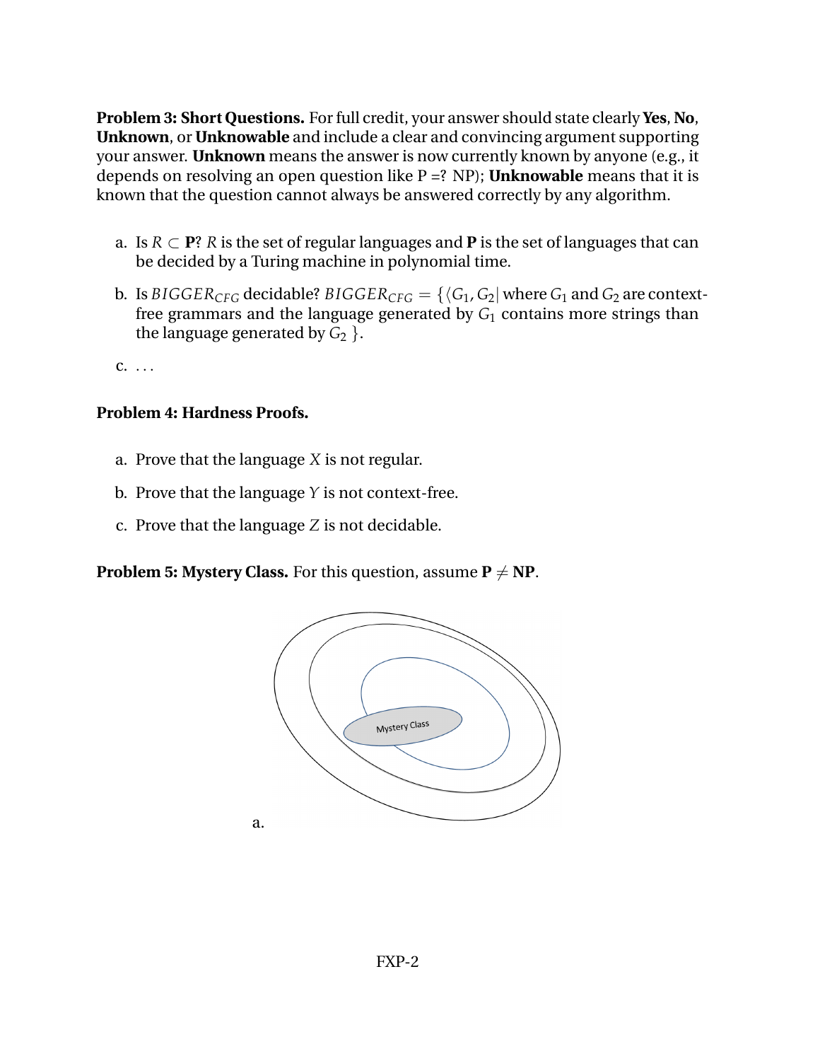**Problem 3: Short Questions.** For full credit, your answer should state clearly **Yes**, **No**, **Unknown**, or **Unknowable** and include a clear and convincing argument supporting your answer. **Unknown** means the answer is now currently known by anyone (e.g., it depends on resolving an open question like P =? NP); **Unknowable** means that it is known that the question cannot always be answered correctly by any algorithm.

a. Is $R \subset \mathbf{P}$? $R$ is the set of regular languages and **P** is the set of languages that can be decided by a Turing machine in polynomial time.

b. Is $BIGGER_{CFG}$ decidable? $BIGGER_{CFG} = \{\langle G_1, G_2 |$ where $G_1$ and $G_2$ are context-free grammars and the language generated by $G_1$ contains more strings than the language generated by $G_2$ $\}$.

c. ...

**Problem 4: Hardness Proofs.**

a. Prove that the language $X$ is not regular.

b. Prove that the language $Y$ is not context-free.

c. Prove that the language $Z$ is not decidable.

**Problem 5: Mystery Class.** For this question, assume $\mathbf{P} \neq \mathbf{NP}$.

Mystery Class

a.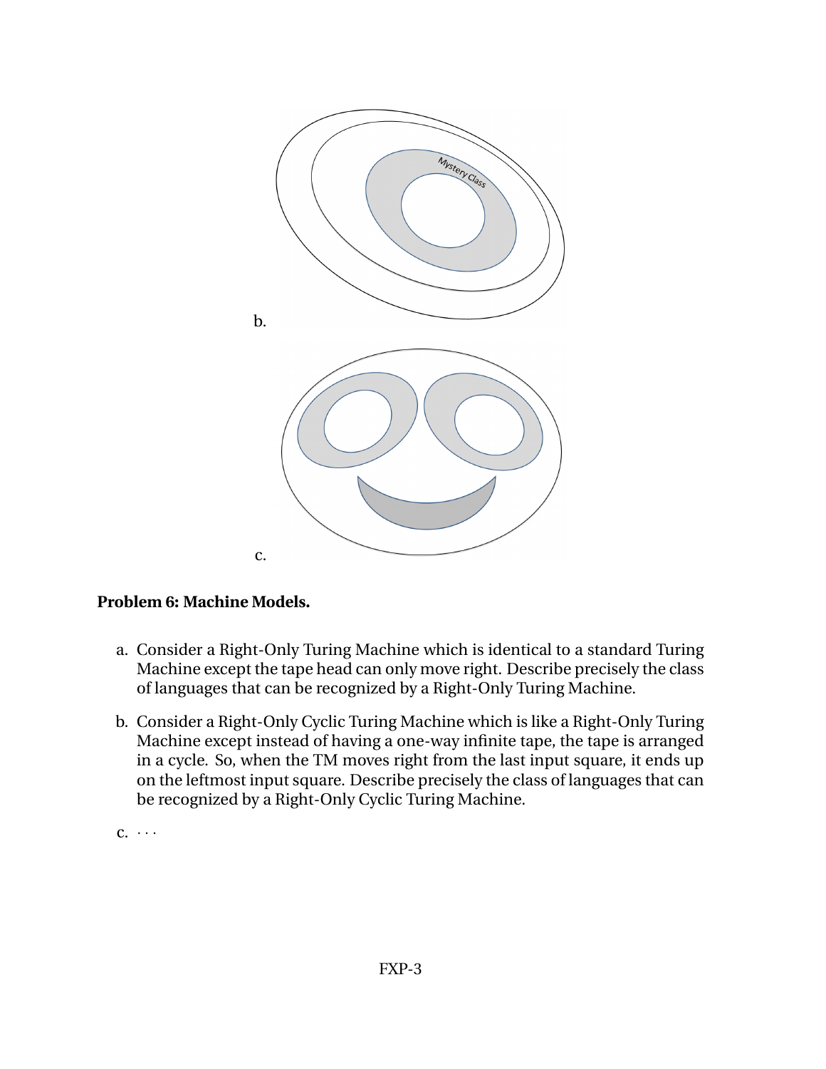Mystery Class

b.

c.

**Problem 6: Machine Models.**

a. Consider a Right-Only Turing Machine which is identical to a standard Turing Machine except the tape head can only move right. Describe precisely the class of languages that can be recognized by a Right-Only Turing Machine.

b. Consider a Right-Only Cyclic Turing Machine which is like a Right-Only Turing Machine except instead of having a one-way infinite tape, the tape is arranged in a cycle. So, when the TM moves right from the last input square, it ends up on the leftmost input square. Describe precisely the class of languages that can be recognized by a Right-Only Cyclic Turing Machine.

c. $\cdots$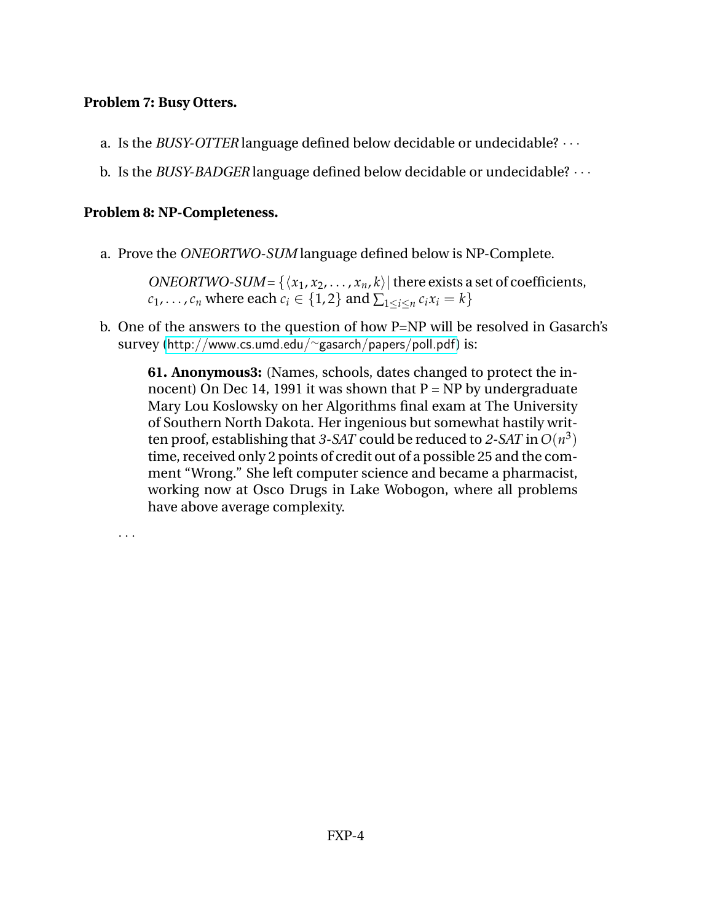**Problem 7: Busy Otters.**

a. Is the *BUSY-OTTER* language defined below decidable or undecidable? $\cdots$

b. Is the *BUSY-BADGER* language defined below decidable or undecidable? $\cdots$

**Problem 8: NP-Completeness.**

a. Prove the *ONEORTWO-SUM* language defined below is NP-Complete.

   *ONEORTWO-SUM* $= \{\langle x_1, x_2, \ldots, x_n, k\rangle \mid$ there exists a set of coefficients, $c_1, \ldots, c_n$ where each $c_i \in \{1, 2\}$ and $\sum_{1 \leq i \leq n} c_i x_i = k\}$

b. One of the answers to the question of how P=NP will be resolved in Gasarch's survey (http://www.cs.umd.edu/~gasarch/papers/poll.pdf) is:

   **61. Anonymous3:** (Names, schools, dates changed to protect the innocent) On Dec 14, 1991 it was shown that P = NP by undergraduate Mary Lou Koslowsky on her Algorithms final exam at The University of Southern North Dakota. Her ingenious but somewhat hastily written proof, establishing that *3-SAT* could be reduced to *2-SAT* in $O(n^3)$ time, received only 2 points of credit out of a possible 25 and the comment "Wrong." She left computer science and became a pharmacist, working now at Osco Drugs in Lake Wobogon, where all problems have above average complexity.

   ...